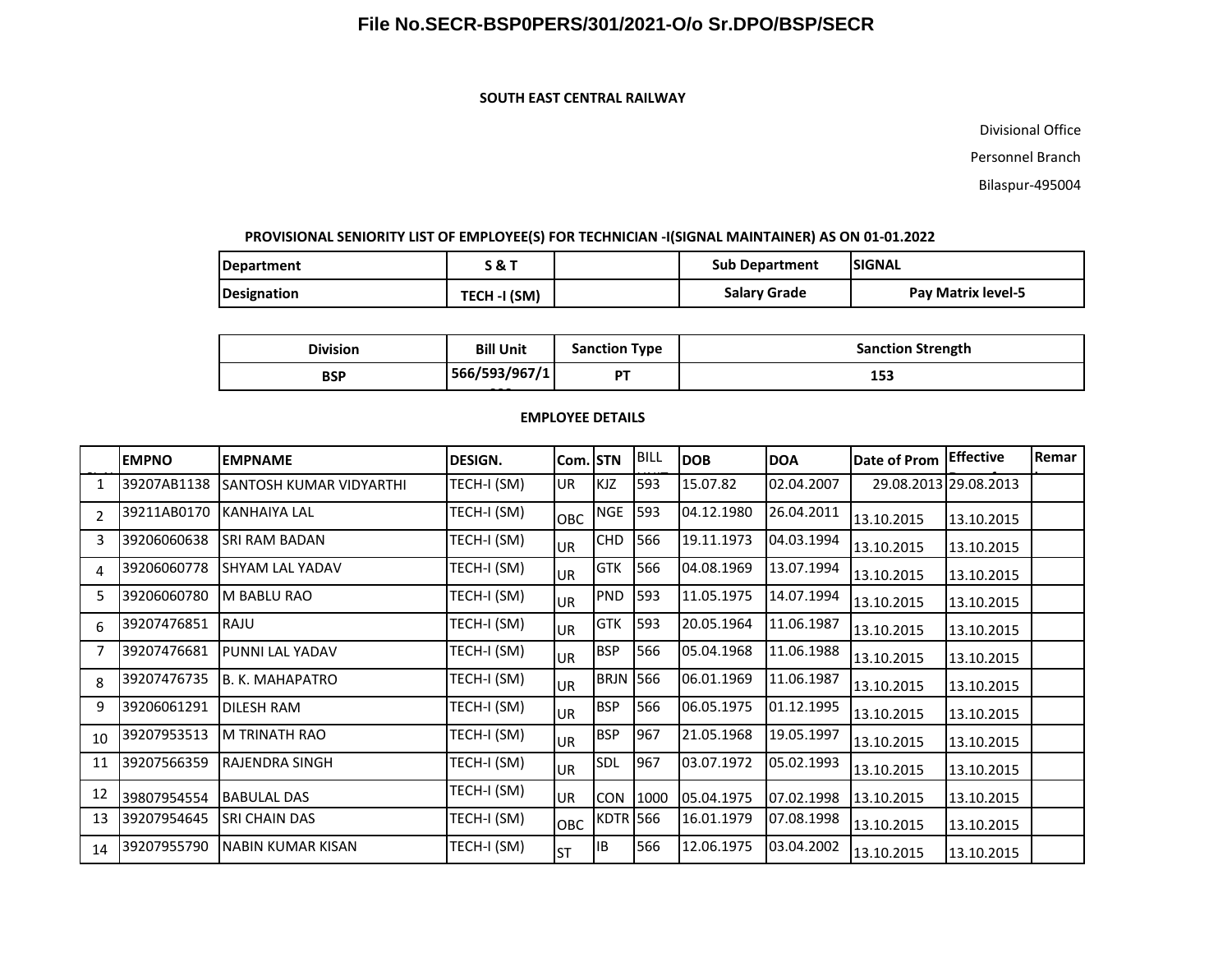**File No.SECR-BSP0PERS/301/2021-O/o Sr.DPO/BSP/SECR**

**SOUTH EAST CENTRAL RAILWAY**

Divisional Office

Personnel Branch

Bilaspur-495004

**PROVISIONAL SENIORITY LIST OF EMPLOYEE(S) FOR TECHNICIAN -I(SIGNAL MAINTAINER) AS ON 01-01.2022**

| Department | S & T | | Sub Department | SIGNAL |
|---|---|---|---|---|
| Designation | TECH -I (SM) | | Salary Grade | Pay Matrix level-5 |

| Division | Bill Unit | Sanction Type | Sanction Strength |
|---|---|---|---|
| BSP | 566/593/967/1000 | PT | 153 |

**EMPLOYEE DETAILS**

| Sl.No. | EMPNO | EMPNAME | DESIGN. | Com. | STN | BILL UNIT | DOB | DOA | Date of Prom | Effective | Remark |
|---|---|---|---|---|---|---|---|---|---|---|---|
| 1 | 39207AB1138 | SANTOSH KUMAR VIDYARTHI | TECH-I (SM) | UR | KJZ | 593 | 15.07.82 | 02.04.2007 | 29.08.2013 | 29.08.2013 | |
| 2 | 39211AB0170 | KANHAIYA LAL | TECH-I (SM) | OBC | NGE | 593 | 04.12.1980 | 26.04.2011 | 13.10.2015 | 13.10.2015 | |
| 3 | 39206060638 | SRI RAM BADAN | TECH-I (SM) | UR | CHD | 566 | 19.11.1973 | 04.03.1994 | 13.10.2015 | 13.10.2015 | |
| 4 | 39206060778 | SHYAM LAL YADAV | TECH-I (SM) | UR | GTK | 566 | 04.08.1969 | 13.07.1994 | 13.10.2015 | 13.10.2015 | |
| 5 | 39206060780 | M BABLU RAO | TECH-I (SM) | UR | PND | 593 | 11.05.1975 | 14.07.1994 | 13.10.2015 | 13.10.2015 | |
| 6 | 39207476851 | RAJU | TECH-I (SM) | UR | GTK | 593 | 20.05.1964 | 11.06.1987 | 13.10.2015 | 13.10.2015 | |
| 7 | 39207476681 | PUNNI LAL YADAV | TECH-I (SM) | UR | BSP | 566 | 05.04.1968 | 11.06.1988 | 13.10.2015 | 13.10.2015 | |
| 8 | 39207476735 | B. K. MAHAPATRO | TECH-I (SM) | UR | BRJN | 566 | 06.01.1969 | 11.06.1987 | 13.10.2015 | 13.10.2015 | |
| 9 | 39206061291 | DILESH RAM | TECH-I (SM) | UR | BSP | 566 | 06.05.1975 | 01.12.1995 | 13.10.2015 | 13.10.2015 | |
| 10 | 39207953513 | M TRINATH RAO | TECH-I (SM) | UR | BSP | 967 | 21.05.1968 | 19.05.1997 | 13.10.2015 | 13.10.2015 | |
| 11 | 39207566359 | RAJENDRA SINGH | TECH-I (SM) | UR | SDL | 967 | 03.07.1972 | 05.02.1993 | 13.10.2015 | 13.10.2015 | |
| 12 | 39807954554 | BABULAL DAS | TECH-I (SM) | UR | CON | 1000 | 05.04.1975 | 07.02.1998 | 13.10.2015 | 13.10.2015 | |
| 13 | 39207954645 | SRI CHAIN DAS | TECH-I (SM) | OBC | KDTR | 566 | 16.01.1979 | 07.08.1998 | 13.10.2015 | 13.10.2015 | |
| 14 | 39207955790 | NABIN KUMAR KISAN | TECH-I (SM) | ST | IB | 566 | 12.06.1975 | 03.04.2002 | 13.10.2015 | 13.10.2015 | |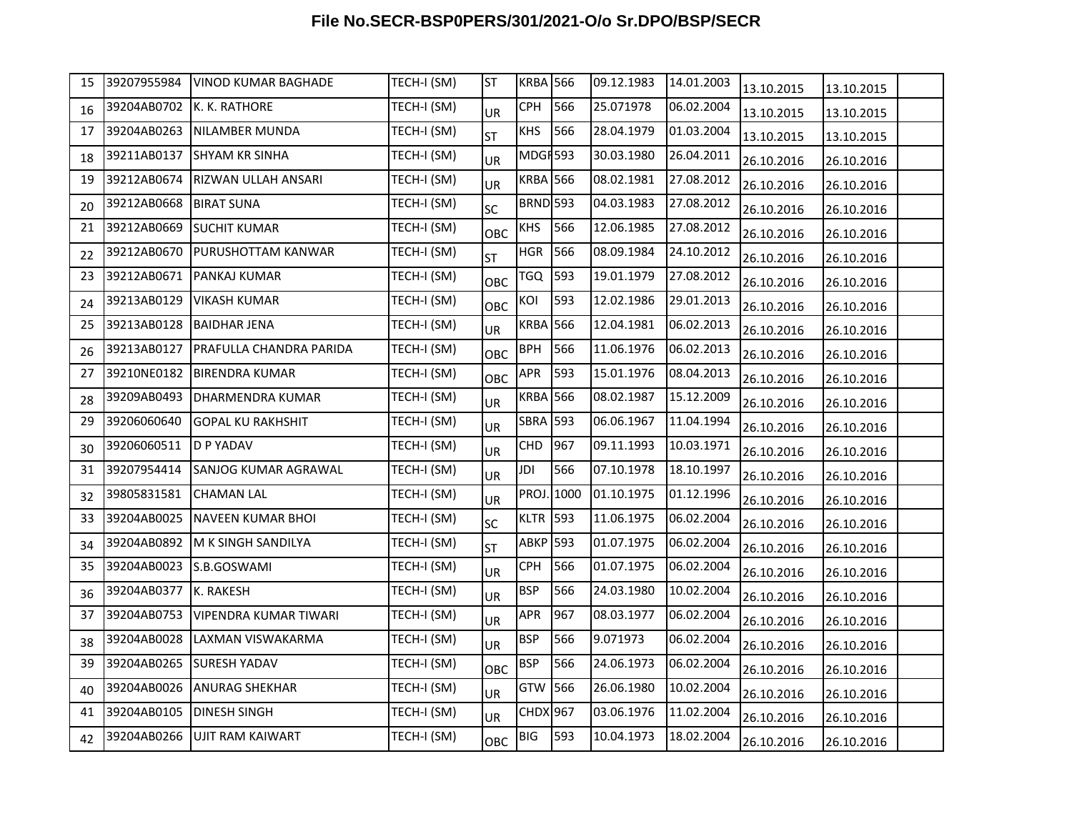**File No.SECR-BSP0PERS/301/2021-O/o Sr.DPO/BSP/SECR**

| | | | | | | | | | | | |
|---|---|---|---|---|---|---|---|---|---|---|---|
| 15 | 39207955984 | VINOD KUMAR BAGHADE | TECH-I (SM) | ST | KRBA | 566 | 09.12.1983 | 14.01.2003 | 13.10.2015 | 13.10.2015 | |
| 16 | 39204AB0702 | K. K. RATHORE | TECH-I (SM) | UR | CPH | 566 | 25.071978 | 06.02.2004 | 13.10.2015 | 13.10.2015 | |
| 17 | 39204AB0263 | NILAMBER MUNDA | TECH-I (SM) | ST | KHS | 566 | 28.04.1979 | 01.03.2004 | 13.10.2015 | 13.10.2015 | |
| 18 | 39211AB0137 | SHYAM KR SINHA | TECH-I (SM) | UR | MDGF | 593 | 30.03.1980 | 26.04.2011 | 26.10.2016 | 26.10.2016 | |
| 19 | 39212AB0674 | RIZWAN ULLAH ANSARI | TECH-I (SM) | UR | KRBA | 566 | 08.02.1981 | 27.08.2012 | 26.10.2016 | 26.10.2016 | |
| 20 | 39212AB0668 | BIRAT SUNA | TECH-I (SM) | SC | BRND | 593 | 04.03.1983 | 27.08.2012 | 26.10.2016 | 26.10.2016 | |
| 21 | 39212AB0669 | SUCHIT KUMAR | TECH-I (SM) | OBC | KHS | 566 | 12.06.1985 | 27.08.2012 | 26.10.2016 | 26.10.2016 | |
| 22 | 39212AB0670 | PURUSHOTTAM KANWAR | TECH-I (SM) | ST | HGR | 566 | 08.09.1984 | 24.10.2012 | 26.10.2016 | 26.10.2016 | |
| 23 | 39212AB0671 | PANKAJ KUMAR | TECH-I (SM) | OBC | TGQ | 593 | 19.01.1979 | 27.08.2012 | 26.10.2016 | 26.10.2016 | |
| 24 | 39213AB0129 | VIKASH KUMAR | TECH-I (SM) | OBC | KOI | 593 | 12.02.1986 | 29.01.2013 | 26.10.2016 | 26.10.2016 | |
| 25 | 39213AB0128 | BAIDHAR JENA | TECH-I (SM) | UR | KRBA | 566 | 12.04.1981 | 06.02.2013 | 26.10.2016 | 26.10.2016 | |
| 26 | 39213AB0127 | PRAFULLA CHANDRA PARIDA | TECH-I (SM) | OBC | BPH | 566 | 11.06.1976 | 06.02.2013 | 26.10.2016 | 26.10.2016 | |
| 27 | 39210NE0182 | BIRENDRA KUMAR | TECH-I (SM) | OBC | APR | 593 | 15.01.1976 | 08.04.2013 | 26.10.2016 | 26.10.2016 | |
| 28 | 39209AB0493 | DHARMENDRA KUMAR | TECH-I (SM) | UR | KRBA | 566 | 08.02.1987 | 15.12.2009 | 26.10.2016 | 26.10.2016 | |
| 29 | 39206060640 | GOPAL KU RAKHSHIT | TECH-I (SM) | UR | SBRA | 593 | 06.06.1967 | 11.04.1994 | 26.10.2016 | 26.10.2016 | |
| 30 | 39206060511 | D P YADAV | TECH-I (SM) | UR | CHD | 967 | 09.11.1993 | 10.03.1971 | 26.10.2016 | 26.10.2016 | |
| 31 | 39207954414 | SANJOG KUMAR AGRAWAL | TECH-I (SM) | UR | JDI | 566 | 07.10.1978 | 18.10.1997 | 26.10.2016 | 26.10.2016 | |
| 32 | 39805831581 | CHAMAN LAL | TECH-I (SM) | UR | PROJ. | 1000 | 01.10.1975 | 01.12.1996 | 26.10.2016 | 26.10.2016 | |
| 33 | 39204AB0025 | NAVEEN KUMAR BHOI | TECH-I (SM) | SC | KLTR | 593 | 11.06.1975 | 06.02.2004 | 26.10.2016 | 26.10.2016 | |
| 34 | 39204AB0892 | M K SINGH SANDILYA | TECH-I (SM) | ST | ABKP | 593 | 01.07.1975 | 06.02.2004 | 26.10.2016 | 26.10.2016 | |
| 35 | 39204AB0023 | S.B.GOSWAMI | TECH-I (SM) | UR | CPH | 566 | 01.07.1975 | 06.02.2004 | 26.10.2016 | 26.10.2016 | |
| 36 | 39204AB0377 | K. RAKESH | TECH-I (SM) | UR | BSP | 566 | 24.03.1980 | 10.02.2004 | 26.10.2016 | 26.10.2016 | |
| 37 | 39204AB0753 | VIPENDRA KUMAR TIWARI | TECH-I (SM) | UR | APR | 967 | 08.03.1977 | 06.02.2004 | 26.10.2016 | 26.10.2016 | |
| 38 | 39204AB0028 | LAXMAN VISWAKARMA | TECH-I (SM) | UR | BSP | 566 | 9.071973 | 06.02.2004 | 26.10.2016 | 26.10.2016 | |
| 39 | 39204AB0265 | SURESH YADAV | TECH-I (SM) | OBC | BSP | 566 | 24.06.1973 | 06.02.2004 | 26.10.2016 | 26.10.2016 | |
| 40 | 39204AB0026 | ANURAG SHEKHAR | TECH-I (SM) | UR | GTW | 566 | 26.06.1980 | 10.02.2004 | 26.10.2016 | 26.10.2016 | |
| 41 | 39204AB0105 | DINESH SINGH | TECH-I (SM) | UR | CHDX | 967 | 03.06.1976 | 11.02.2004 | 26.10.2016 | 26.10.2016 | |
| 42 | 39204AB0266 | UJIT RAM KAIWART | TECH-I (SM) | OBC | BIG | 593 | 10.04.1973 | 18.02.2004 | 26.10.2016 | 26.10.2016 | |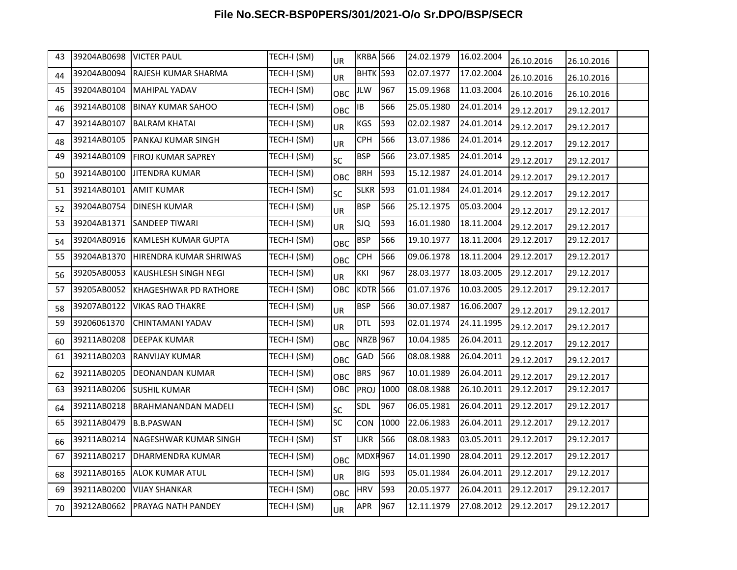| | | | | | | | | | | | |
|---|---|---|---|---|---|---|---|---|---|---|---|
| 43 | 39204AB0698 | VICTER PAUL | TECH-I (SM) | UR | KRBA | 566 | 24.02.1979 | 16.02.2004 | 26.10.2016 | 26.10.2016 | |
| 44 | 39204AB0094 | RAJESH KUMAR SHARMA | TECH-I (SM) | UR | BHTK | 593 | 02.07.1977 | 17.02.2004 | 26.10.2016 | 26.10.2016 | |
| 45 | 39204AB0104 | MAHIPAL YADAV | TECH-I (SM) | OBC | JLW | 967 | 15.09.1968 | 11.03.2004 | 26.10.2016 | 26.10.2016 | |
| 46 | 39214AB0108 | BINAY KUMAR SAHOO | TECH-I (SM) | OBC | IB | 566 | 25.05.1980 | 24.01.2014 | 29.12.2017 | 29.12.2017 | |
| 47 | 39214AB0107 | BALRAM KHATAI | TECH-I (SM) | UR | KGS | 593 | 02.02.1987 | 24.01.2014 | 29.12.2017 | 29.12.2017 | |
| 48 | 39214AB0105 | PANKAJ KUMAR SINGH | TECH-I (SM) | UR | CPH | 566 | 13.07.1986 | 24.01.2014 | 29.12.2017 | 29.12.2017 | |
| 49 | 39214AB0109 | FIROJ KUMAR SAPREY | TECH-I (SM) | SC | BSP | 566 | 23.07.1985 | 24.01.2014 | 29.12.2017 | 29.12.2017 | |
| 50 | 39214AB0100 | JITENDRA KUMAR | TECH-I (SM) | OBC | BRH | 593 | 15.12.1987 | 24.01.2014 | 29.12.2017 | 29.12.2017 | |
| 51 | 39214AB0101 | AMIT KUMAR | TECH-I (SM) | SC | SLKR | 593 | 01.01.1984 | 24.01.2014 | 29.12.2017 | 29.12.2017 | |
| 52 | 39204AB0754 | DINESH KUMAR | TECH-I (SM) | UR | BSP | 566 | 25.12.1975 | 05.03.2004 | 29.12.2017 | 29.12.2017 | |
| 53 | 39204AB1371 | SANDEEP TIWARI | TECH-I (SM) | UR | SJQ | 593 | 16.01.1980 | 18.11.2004 | 29.12.2017 | 29.12.2017 | |
| 54 | 39204AB0916 | KAMLESH KUMAR GUPTA | TECH-I (SM) | OBC | BSP | 566 | 19.10.1977 | 18.11.2004 | 29.12.2017 | 29.12.2017 | |
| 55 | 39204AB1370 | HIRENDRA KUMAR SHRIWAS | TECH-I (SM) | OBC | CPH | 566 | 09.06.1978 | 18.11.2004 | 29.12.2017 | 29.12.2017 | |
| 56 | 39205AB0053 | KAUSHLESH SINGH NEGI | TECH-I (SM) | UR | KKI | 967 | 28.03.1977 | 18.03.2005 | 29.12.2017 | 29.12.2017 | |
| 57 | 39205AB0052 | KHAGESHWAR PD RATHORE | TECH-I (SM) | OBC | KDTR | 566 | 01.07.1976 | 10.03.2005 | 29.12.2017 | 29.12.2017 | |
| 58 | 39207AB0122 | VIKAS RAO THAKRE | TECH-I (SM) | UR | BSP | 566 | 30.07.1987 | 16.06.2007 | 29.12.2017 | 29.12.2017 | |
| 59 | 39206061370 | CHINTAMANI YADAV | TECH-I (SM) | UR | DTL | 593 | 02.01.1974 | 24.11.1995 | 29.12.2017 | 29.12.2017 | |
| 60 | 39211AB0208 | DEEPAK KUMAR | TECH-I (SM) | OBC | NRZB | 967 | 10.04.1985 | 26.04.2011 | 29.12.2017 | 29.12.2017 | |
| 61 | 39211AB0203 | RANVIJAY KUMAR | TECH-I (SM) | OBC | GAD | 566 | 08.08.1988 | 26.04.2011 | 29.12.2017 | 29.12.2017 | |
| 62 | 39211AB0205 | DEONANDAN KUMAR | TECH-I (SM) | OBC | BRS | 967 | 10.01.1989 | 26.04.2011 | 29.12.2017 | 29.12.2017 | |
| 63 | 39211AB0206 | SUSHIL KUMAR | TECH-I (SM) | OBC | PROJ | 1000 | 08.08.1988 | 26.10.2011 | 29.12.2017 | 29.12.2017 | |
| 64 | 39211AB0218 | BRAHMANANDAN MADELI | TECH-I (SM) | SC | SDL | 967 | 06.05.1981 | 26.04.2011 | 29.12.2017 | 29.12.2017 | |
| 65 | 39211AB0479 | B.B.PASWAN | TECH-I (SM) | SC | CON | 1000 | 22.06.1983 | 26.04.2011 | 29.12.2017 | 29.12.2017 | |
| 66 | 39211AB0214 | NAGESHWAR KUMAR SINGH | TECH-I (SM) | ST | LJKR | 566 | 08.08.1983 | 03.05.2011 | 29.12.2017 | 29.12.2017 | |
| 67 | 39211AB0217 | DHARMENDRA KUMAR | TECH-I (SM) | OBC | MDXR | 967 | 14.01.1990 | 28.04.2011 | 29.12.2017 | 29.12.2017 | |
| 68 | 39211AB0165 | ALOK KUMAR ATUL | TECH-I (SM) | UR | BIG | 593 | 05.01.1984 | 26.04.2011 | 29.12.2017 | 29.12.2017 | |
| 69 | 39211AB0200 | VIJAY SHANKAR | TECH-I (SM) | OBC | HRV | 593 | 20.05.1977 | 26.04.2011 | 29.12.2017 | 29.12.2017 | |
| 70 | 39212AB0662 | PRAYAG NATH PANDEY | TECH-I (SM) | UR | APR | 967 | 12.11.1979 | 27.08.2012 | 29.12.2017 | 29.12.2017 | |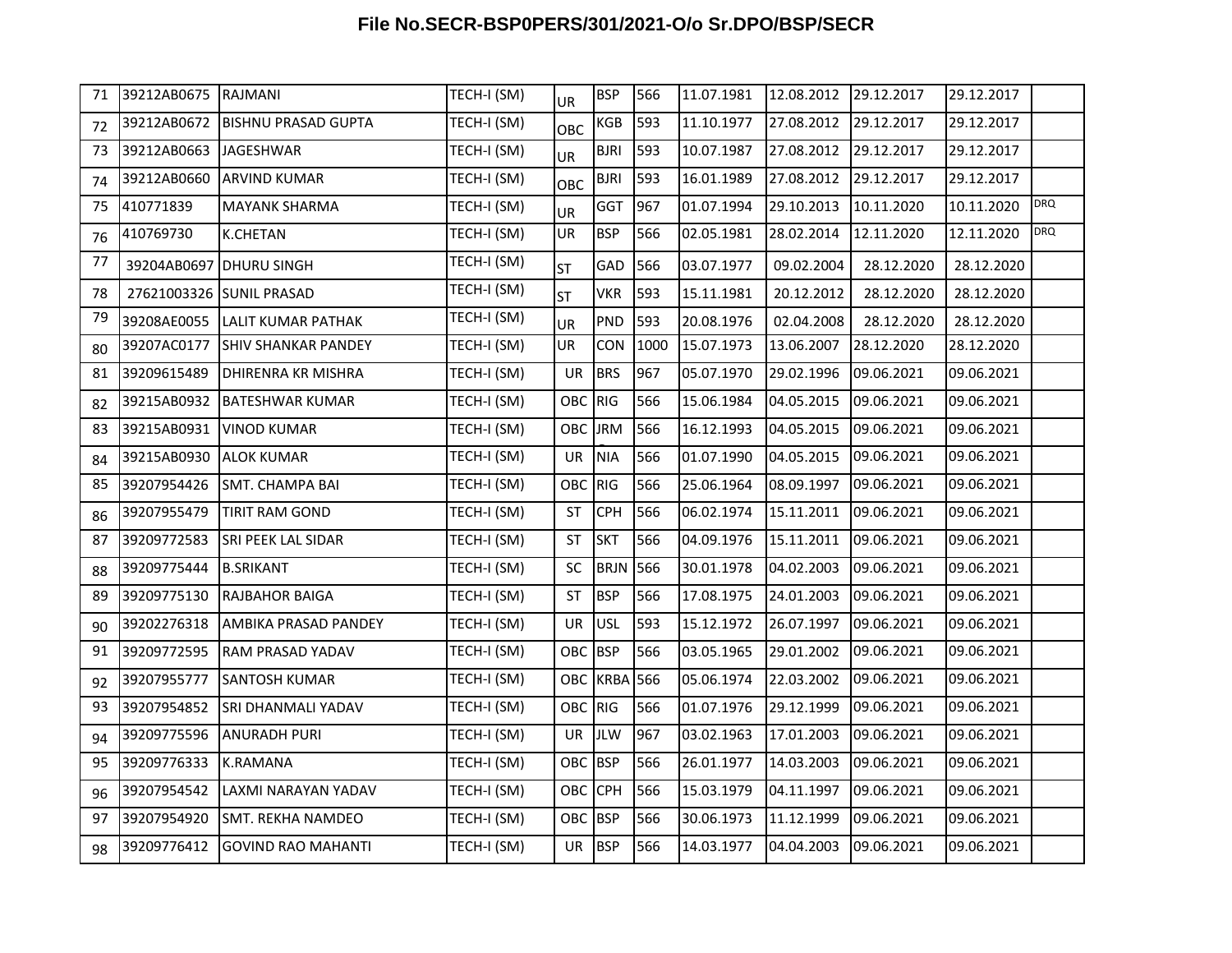# File No.SECR-BSP0PERS/301/2021-O/o Sr.DPO/BSP/SECR

| | | | | | | | | | | | |
|---|---|---|---|---|---|---|---|---|---|---|---|
| 71 | 39212AB0675 | RAJMANI | TECH-I (SM) | UR | BSP | 566 | 11.07.1981 | 12.08.2012 | 29.12.2017 | 29.12.2017 | |
| 72 | 39212AB0672 | BISHNU PRASAD GUPTA | TECH-I (SM) | OBC | KGB | 593 | 11.10.1977 | 27.08.2012 | 29.12.2017 | 29.12.2017 | |
| 73 | 39212AB0663 | JAGESHWAR | TECH-I (SM) | UR | BJRI | 593 | 10.07.1987 | 27.08.2012 | 29.12.2017 | 29.12.2017 | |
| 74 | 39212AB0660 | ARVIND KUMAR | TECH-I (SM) | OBC | BJRI | 593 | 16.01.1989 | 27.08.2012 | 29.12.2017 | 29.12.2017 | |
| 75 | 410771839 | MAYANK SHARMA | TECH-I (SM) | UR | GGT | 967 | 01.07.1994 | 29.10.2013 | 10.11.2020 | 10.11.2020 | DRQ |
| 76 | 410769730 | K.CHETAN | TECH-I (SM) | UR | BSP | 566 | 02.05.1981 | 28.02.2014 | 12.11.2020 | 12.11.2020 | DRQ |
| 77 | 39204AB0697 | DHURU SINGH | TECH-I (SM) | ST | GAD | 566 | 03.07.1977 | 09.02.2004 | 28.12.2020 | 28.12.2020 | |
| 78 | 27621003326 | SUNIL PRASAD | TECH-I (SM) | ST | VKR | 593 | 15.11.1981 | 20.12.2012 | 28.12.2020 | 28.12.2020 | |
| 79 | 39208AE0055 | LALIT KUMAR PATHAK | TECH-I (SM) | UR | PND | 593 | 20.08.1976 | 02.04.2008 | 28.12.2020 | 28.12.2020 | |
| 80 | 39207AC0177 | SHIV SHANKAR PANDEY | TECH-I (SM) | UR | CON | 1000 | 15.07.1973 | 13.06.2007 | 28.12.2020 | 28.12.2020 | |
| 81 | 39209615489 | DHIRENRA KR MISHRA | TECH-I (SM) | UR | BRS | 967 | 05.07.1970 | 29.02.1996 | 09.06.2021 | 09.06.2021 | |
| 82 | 39215AB0932 | BATESHWAR KUMAR | TECH-I (SM) | OBC | RIG | 566 | 15.06.1984 | 04.05.2015 | 09.06.2021 | 09.06.2021 | |
| 83 | 39215AB0931 | VINOD KUMAR | TECH-I (SM) | OBC | JRM | 566 | 16.12.1993 | 04.05.2015 | 09.06.2021 | 09.06.2021 | |
| 84 | 39215AB0930 | ALOK KUMAR | TECH-I (SM) | UR | NIA | 566 | 01.07.1990 | 04.05.2015 | 09.06.2021 | 09.06.2021 | |
| 85 | 39207954426 | SMT. CHAMPA BAI | TECH-I (SM) | OBC | RIG | 566 | 25.06.1964 | 08.09.1997 | 09.06.2021 | 09.06.2021 | |
| 86 | 39207955479 | TIRIT RAM GOND | TECH-I (SM) | ST | CPH | 566 | 06.02.1974 | 15.11.2011 | 09.06.2021 | 09.06.2021 | |
| 87 | 39209772583 | SRI PEEK LAL SIDAR | TECH-I (SM) | ST | SKT | 566 | 04.09.1976 | 15.11.2011 | 09.06.2021 | 09.06.2021 | |
| 88 | 39209775444 | B.SRIKANT | TECH-I (SM) | SC | BRJN | 566 | 30.01.1978 | 04.02.2003 | 09.06.2021 | 09.06.2021 | |
| 89 | 39209775130 | RAJBAHOR BAIGA | TECH-I (SM) | ST | BSP | 566 | 17.08.1975 | 24.01.2003 | 09.06.2021 | 09.06.2021 | |
| 90 | 39202276318 | AMBIKA PRASAD PANDEY | TECH-I (SM) | UR | USL | 593 | 15.12.1972 | 26.07.1997 | 09.06.2021 | 09.06.2021 | |
| 91 | 39209772595 | RAM PRASAD YADAV | TECH-I (SM) | OBC | BSP | 566 | 03.05.1965 | 29.01.2002 | 09.06.2021 | 09.06.2021 | |
| 92 | 39207955777 | SANTOSH KUMAR | TECH-I (SM) | OBC | KRBA | 566 | 05.06.1974 | 22.03.2002 | 09.06.2021 | 09.06.2021 | |
| 93 | 39207954852 | SRI DHANMALI YADAV | TECH-I (SM) | OBC | RIG | 566 | 01.07.1976 | 29.12.1999 | 09.06.2021 | 09.06.2021 | |
| 94 | 39209775596 | ANURADH PURI | TECH-I (SM) | UR | JLW | 967 | 03.02.1963 | 17.01.2003 | 09.06.2021 | 09.06.2021 | |
| 95 | 39209776333 | K.RAMANA | TECH-I (SM) | OBC | BSP | 566 | 26.01.1977 | 14.03.2003 | 09.06.2021 | 09.06.2021 | |
| 96 | 39207954542 | LAXMI NARAYAN YADAV | TECH-I (SM) | OBC | CPH | 566 | 15.03.1979 | 04.11.1997 | 09.06.2021 | 09.06.2021 | |
| 97 | 39207954920 | SMT. REKHA NAMDEO | TECH-I (SM) | OBC | BSP | 566 | 30.06.1973 | 11.12.1999 | 09.06.2021 | 09.06.2021 | |
| 98 | 39209776412 | GOVIND RAO MAHANTI | TECH-I (SM) | UR | BSP | 566 | 14.03.1977 | 04.04.2003 | 09.06.2021 | 09.06.2021 | |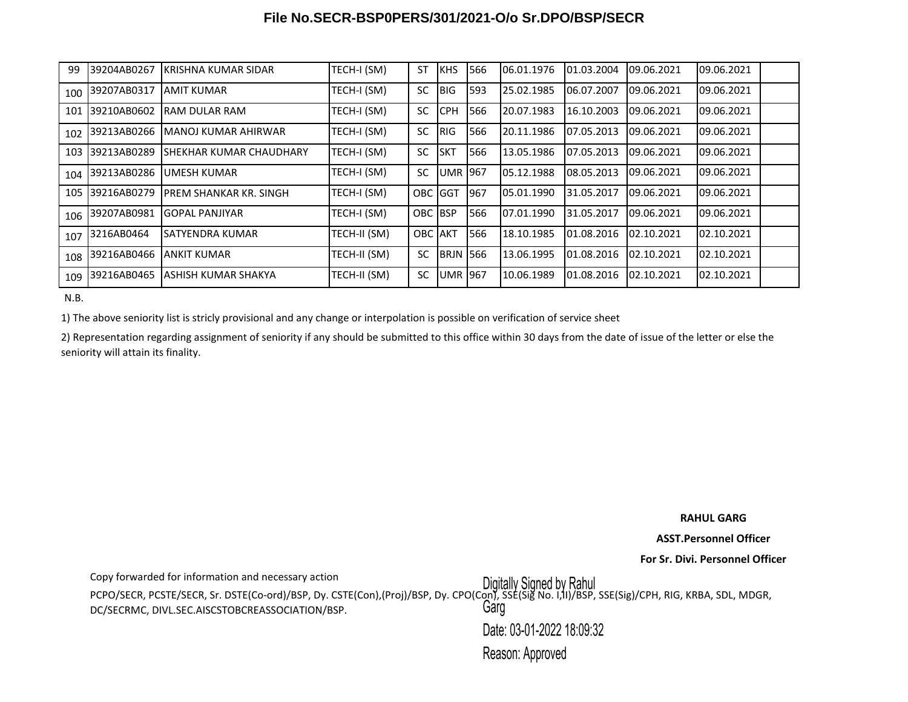**File No.SECR-BSP0PERS/301/2021-O/o Sr.DPO/BSP/SECR**

| | | | | | | | | | | | |
|---|---|---|---|---|---|---|---|---|---|---|---|
| 99 | 39204AB0267 | KRISHNA KUMAR SIDAR | TECH-I (SM) | ST | KHS | 566 | 06.01.1976 | 01.03.2004 | 09.06.2021 | 09.06.2021 | |
| 100 | 39207AB0317 | AMIT KUMAR | TECH-I (SM) | SC | BIG | 593 | 25.02.1985 | 06.07.2007 | 09.06.2021 | 09.06.2021 | |
| 101 | 39210AB0602 | RAM DULAR RAM | TECH-I (SM) | SC | CPH | 566 | 20.07.1983 | 16.10.2003 | 09.06.2021 | 09.06.2021 | |
| 102 | 39213AB0266 | MANOJ KUMAR AHIRWAR | TECH-I (SM) | SC | RIG | 566 | 20.11.1986 | 07.05.2013 | 09.06.2021 | 09.06.2021 | |
| 103 | 39213AB0289 | SHEKHAR KUMAR CHAUDHARY | TECH-I (SM) | SC | SKT | 566 | 13.05.1986 | 07.05.2013 | 09.06.2021 | 09.06.2021 | |
| 104 | 39213AB0286 | UMESH KUMAR | TECH-I (SM) | SC | UMR | 967 | 05.12.1988 | 08.05.2013 | 09.06.2021 | 09.06.2021 | |
| 105 | 39216AB0279 | PREM SHANKAR KR. SINGH | TECH-I (SM) | OBC | GGT | 967 | 05.01.1990 | 31.05.2017 | 09.06.2021 | 09.06.2021 | |
| 106 | 39207AB0981 | GOPAL PANJIYAR | TECH-I (SM) | OBC | BSP | 566 | 07.01.1990 | 31.05.2017 | 09.06.2021 | 09.06.2021 | |
| 107 | 3216AB0464 | SATYENDRA KUMAR | TECH-II (SM) | OBC | AKT | 566 | 18.10.1985 | 01.08.2016 | 02.10.2021 | 02.10.2021 | |
| 108 | 39216AB0466 | ANKIT KUMAR | TECH-II (SM) | SC | BRJN | 566 | 13.06.1995 | 01.08.2016 | 02.10.2021 | 02.10.2021 | |
| 109 | 39216AB0465 | ASHISH KUMAR SHAKYA | TECH-II (SM) | SC | UMR | 967 | 10.06.1989 | 01.08.2016 | 02.10.2021 | 02.10.2021 | |

N.B.

1) The above seniority list is stricly provisional and any change or interpolation is possible on verification of service sheet

2) Representation regarding assignment of seniority if any should be submitted to this office within 30 days from the date of issue of the letter or else the seniority will attain its finality.

**RAHUL GARG**

**ASST.Personnel Officer**

**For Sr. Divi. Personnel Officer**

Copy forwarded for information and necessary action

PCPO/SECR, PCSTE/SECR, Sr. DSTE(Co-ord)/BSP, Dy. CSTE(Con),(Proj)/BSP, Dy. CPO(Con), SSE(Sig No. I,II)/BSP, SSE(Sig)/CPH, RIG, KRBA, SDL, MDGR, DC/SECRMC, DIVL.SEC.AISCSTOBCREASSOCIATION/BSP.

Digitally Signed by Rahul Garg

Date: 03-01-2022 18:09:32

Reason: Approved